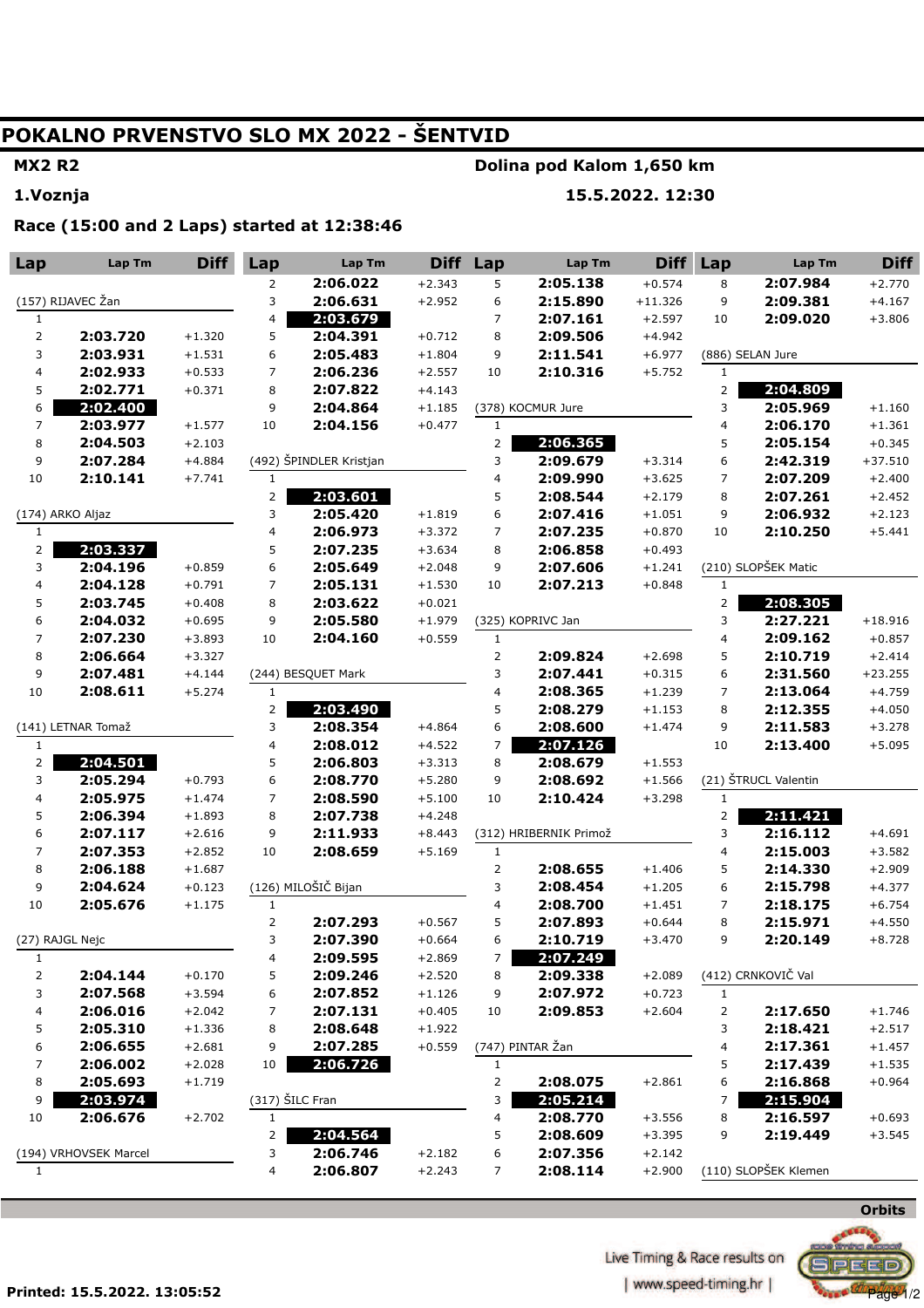# POKALNO PRVENSTVO SLO MX 2022 - ŠENTVID

**MX2 R2** — **Dolina pod Kalom 1,650 km**

**1.Voznja** — **15.5.2022. 12:30**

**Race (15:00 and 2 Laps) started at 12:38:46**

### (157) RIJAVEC Žan

| Lap | Lap Tm | Diff |
|---|---|---|
| 1 | | |
| 2 | 2:03.720 | +1.320 |
| 3 | 2:03.931 | +1.531 |
| 4 | 2:02.933 | +0.533 |
| 5 | 2:02.771 | +0.371 |
| 6 | **2:02.400** | |
| 7 | 2:03.977 | +1.577 |
| 8 | 2:04.503 | +2.103 |
| 9 | 2:07.284 | +4.884 |
| 10 | 2:10.141 | +7.741 |

### (174) ARKO Aljaz

| Lap | Lap Tm | Diff |
|---|---|---|
| 1 | | |
| 2 | **2:03.337** | |
| 3 | 2:04.196 | +0.859 |
| 4 | 2:04.128 | +0.791 |
| 5 | 2:03.745 | +0.408 |
| 6 | 2:04.032 | +0.695 |
| 7 | 2:07.230 | +3.893 |
| 8 | 2:06.664 | +3.327 |
| 9 | 2:07.481 | +4.144 |
| 10 | 2:08.611 | +5.274 |

### (141) LETNAR Tomaž

| Lap | Lap Tm | Diff |
|---|---|---|
| 1 | | |
| 2 | **2:04.501** | |
| 3 | 2:05.294 | +0.793 |
| 4 | 2:05.975 | +1.474 |
| 5 | 2:06.394 | +1.893 |
| 6 | 2:07.117 | +2.616 |
| 7 | 2:07.353 | +2.852 |
| 8 | 2:06.188 | +1.687 |
| 9 | 2:04.624 | +0.123 |
| 10 | 2:05.676 | +1.175 |

### (27) RAJGL Nejc

| Lap | Lap Tm | Diff |
|---|---|---|
| 1 | | |
| 2 | 2:04.144 | +0.170 |
| 3 | 2:07.568 | +3.594 |
| 4 | 2:06.016 | +2.042 |
| 5 | 2:05.310 | +1.336 |
| 6 | 2:06.655 | +2.681 |
| 7 | 2:06.002 | +2.028 |
| 8 | 2:05.693 | +1.719 |
| 9 | **2:03.974** | |
| 10 | 2:06.676 | +2.702 |

### (194) VRHOVSEK Marcel

| Lap | Lap Tm | Diff |
|---|---|---|
| 1 | | |
| 2 | 2:06.022 | +2.343 |
| 3 | 2:06.631 | +2.952 |
| 4 | **2:03.679** | |
| 5 | 2:04.391 | +0.712 |
| 6 | 2:05.483 | +1.804 |
| 7 | 2:06.236 | +2.557 |
| 8 | 2:07.822 | +4.143 |
| 9 | 2:04.864 | +1.185 |
| 10 | 2:04.156 | +0.477 |

### (492) ŠPINDLER Kristjan

| Lap | Lap Tm | Diff |
|---|---|---|
| 1 | | |
| 2 | **2:03.601** | |
| 3 | 2:05.420 | +1.819 |
| 4 | 2:06.973 | +3.372 |
| 5 | 2:07.235 | +3.634 |
| 6 | 2:05.649 | +2.048 |
| 7 | 2:05.131 | +1.530 |
| 8 | 2:03.622 | +0.021 |
| 9 | 2:05.580 | +1.979 |
| 10 | 2:04.160 | +0.559 |

### (244) BESQUET Mark

| Lap | Lap Tm | Diff |
|---|---|---|
| 1 | | |
| 2 | **2:03.490** | |
| 3 | 2:08.354 | +4.864 |
| 4 | 2:08.012 | +4.522 |
| 5 | 2:06.803 | +3.313 |
| 6 | 2:08.770 | +5.280 |
| 7 | 2:08.590 | +5.100 |
| 8 | 2:07.738 | +4.248 |
| 9 | 2:11.933 | +8.443 |
| 10 | 2:08.659 | +5.169 |

### (126) MILOŠIČ Bijan

| Lap | Lap Tm | Diff |
|---|---|---|
| 1 | | |
| 2 | 2:07.293 | +0.567 |
| 3 | 2:07.390 | +0.664 |
| 4 | 2:09.595 | +2.869 |
| 5 | 2:09.246 | +2.520 |
| 6 | 2:07.852 | +1.126 |
| 7 | 2:07.131 | +0.405 |
| 8 | 2:08.648 | +1.922 |
| 9 | 2:07.285 | +0.559 |
| 10 | **2:06.726** | |

### (317) ŠILC Fran

| Lap | Lap Tm | Diff |
|---|---|---|
| 1 | | |
| 2 | **2:04.564** | |
| 3 | 2:06.746 | +2.182 |
| 4 | 2:06.807 | +2.243 |
| 5 | 2:05.138 | +0.574 |
| 6 | 2:15.890 | +11.326 |
| 7 | 2:07.161 | +2.597 |
| 8 | 2:09.506 | +4.942 |
| 9 | 2:11.541 | +6.977 |
| 10 | 2:10.316 | +5.752 |

### (378) KOCMUR Jure

| Lap | Lap Tm | Diff |
|---|---|---|
| 1 | | |
| 2 | **2:06.365** | |
| 3 | 2:09.679 | +3.314 |
| 4 | 2:09.990 | +3.625 |
| 5 | 2:08.544 | +2.179 |
| 6 | 2:07.416 | +1.051 |
| 7 | 2:07.235 | +0.870 |
| 8 | 2:06.858 | +0.493 |
| 9 | 2:07.606 | +1.241 |
| 10 | 2:07.213 | +0.848 |

### (325) KOPRIVC Jan

| Lap | Lap Tm | Diff |
|---|---|---|
| 1 | | |
| 2 | 2:09.824 | +2.698 |
| 3 | 2:07.441 | +0.315 |
| 4 | 2:08.365 | +1.239 |
| 5 | 2:08.279 | +1.153 |
| 6 | 2:08.600 | +1.474 |
| 7 | **2:07.126** | |
| 8 | 2:08.679 | +1.553 |
| 9 | 2:08.692 | +1.566 |
| 10 | 2:10.424 | +3.298 |

### (312) HRIBERNIK Primož

| Lap | Lap Tm | Diff |
|---|---|---|
| 1 | | |
| 2 | 2:08.655 | +1.406 |
| 3 | 2:08.454 | +1.205 |
| 4 | 2:08.700 | +1.451 |
| 5 | 2:07.893 | +0.644 |
| 6 | 2:10.719 | +3.470 |
| 7 | **2:07.249** | |
| 8 | 2:09.338 | +2.089 |
| 9 | 2:07.972 | +0.723 |
| 10 | 2:09.853 | +2.604 |

### (747) PINTAR Žan

| Lap | Lap Tm | Diff |
|---|---|---|
| 1 | | |
| 2 | 2:08.075 | +2.861 |
| 3 | **2:05.214** | |
| 4 | 2:08.770 | +3.556 |
| 5 | 2:08.609 | +3.395 |
| 6 | 2:07.356 | +2.142 |
| 7 | 2:08.114 | +2.900 |
| 8 | 2:07.984 | +2.770 |
| 9 | 2:09.381 | +4.167 |
| 10 | 2:09.020 | +3.806 |

### (886) SELAN Jure

| Lap | Lap Tm | Diff |
|---|---|---|
| 1 | | |
| 2 | **2:04.809** | |
| 3 | 2:05.969 | +1.160 |
| 4 | 2:06.170 | +1.361 |
| 5 | 2:05.154 | +0.345 |
| 6 | 2:42.319 | +37.510 |
| 7 | 2:07.209 | +2.400 |
| 8 | 2:07.261 | +2.452 |
| 9 | 2:06.932 | +2.123 |
| 10 | 2:10.250 | +5.441 |

### (210) SLOPŠEK Matic

| Lap | Lap Tm | Diff |
|---|---|---|
| 1 | | |
| 2 | **2:08.305** | |
| 3 | 2:27.221 | +18.916 |
| 4 | 2:09.162 | +0.857 |
| 5 | 2:10.719 | +2.414 |
| 6 | 2:31.560 | +23.255 |
| 7 | 2:13.064 | +4.759 |
| 8 | 2:12.355 | +4.050 |
| 9 | 2:11.583 | +3.278 |
| 10 | 2:13.400 | +5.095 |

### (21) ŠTRUCL Valentin

| Lap | Lap Tm | Diff |
|---|---|---|
| 1 | | |
| 2 | **2:11.421** | |
| 3 | 2:16.112 | +4.691 |
| 4 | 2:15.003 | +3.582 |
| 5 | 2:14.330 | +2.909 |
| 6 | 2:15.798 | +4.377 |
| 7 | 2:18.175 | +6.754 |
| 8 | 2:15.971 | +4.550 |
| 9 | 2:20.149 | +8.728 |

### (412) CRNKOVIČ Val

| Lap | Lap Tm | Diff |
|---|---|---|
| 1 | | |
| 2 | 2:17.650 | +1.746 |
| 3 | 2:18.421 | +2.517 |
| 4 | 2:17.361 | +1.457 |
| 5 | 2:17.439 | +1.535 |
| 6 | 2:16.868 | +0.964 |
| 7 | **2:15.904** | |
| 8 | 2:16.597 | +0.693 |
| 9 | 2:19.449 | +3.545 |

### (110) SLOPŠEK Klemen

Orbits

Live Timing & Race results on | www.speed-timing.hr |

Printed: 15.5.2022. 13:05:52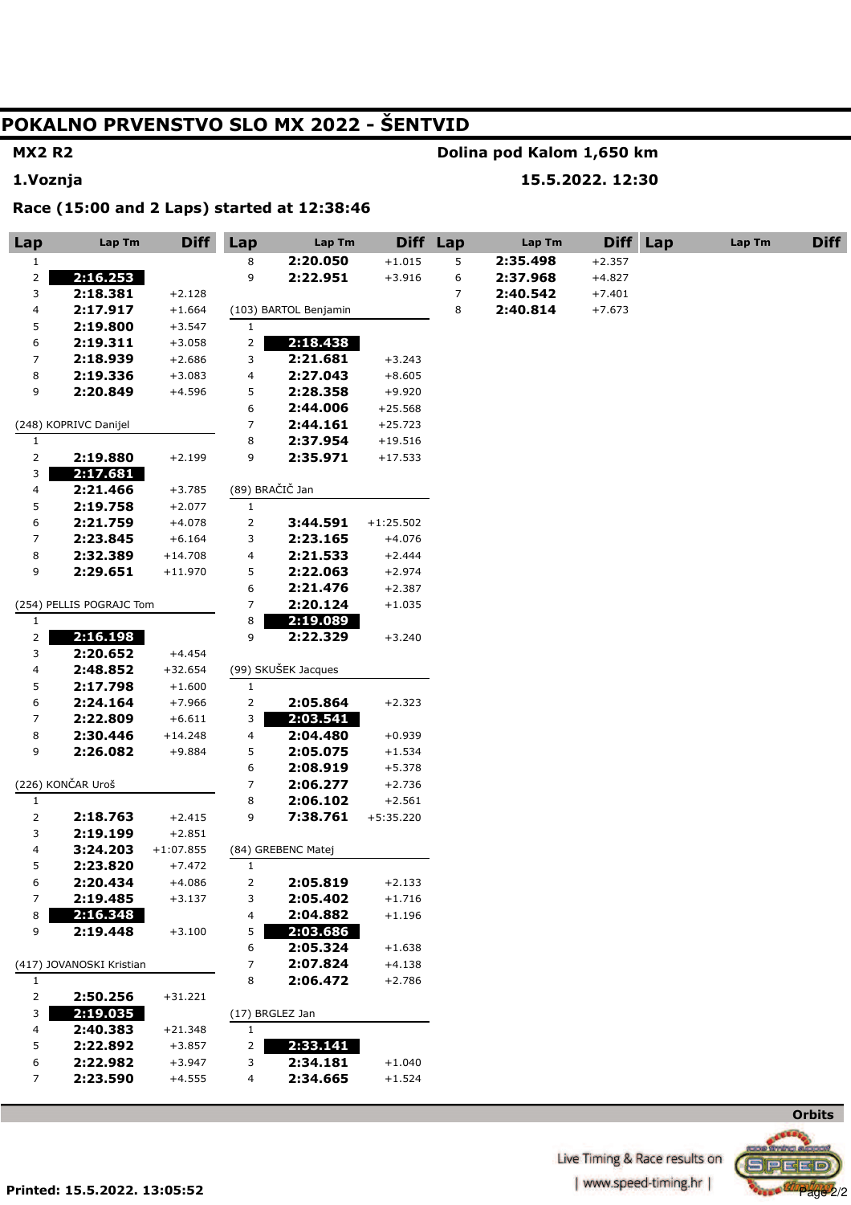# POKALNO PRVENSTVO SLO MX 2022 - ŠENTVID

**MX2 R2** — **Dolina pod Kalom 1,650 km**

**1.Voznja** — **15.5.2022. 12:30**

**Race (15:00 and 2 Laps) started at 12:38:46**

| Lap | Lap Tm | Diff |
|---|---|---|
| 1 | | |
| 2 | **2:16.253** | |
| 3 | 2:18.381 | +2.128 |
| 4 | 2:17.917 | +1.664 |
| 5 | 2:19.800 | +3.547 |
| 6 | 2:19.311 | +3.058 |
| 7 | 2:18.939 | +2.686 |
| 8 | 2:19.336 | +3.083 |
| 9 | 2:20.849 | +4.596 |

(248) KOPRIVC Danijel

| Lap | Lap Tm | Diff |
|---|---|---|
| 1 | | |
| 2 | 2:19.880 | +2.199 |
| 3 | **2:17.681** | |
| 4 | 2:21.466 | +3.785 |
| 5 | 2:19.758 | +2.077 |
| 6 | 2:21.759 | +4.078 |
| 7 | 2:23.845 | +6.164 |
| 8 | 2:32.389 | +14.708 |
| 9 | 2:29.651 | +11.970 |

(254) PELLIS POGRAJC Tom

| Lap | Lap Tm | Diff |
|---|---|---|
| 1 | | |
| 2 | **2:16.198** | |
| 3 | 2:20.652 | +4.454 |
| 4 | 2:48.852 | +32.654 |
| 5 | 2:17.798 | +1.600 |
| 6 | 2:24.164 | +7.966 |
| 7 | 2:22.809 | +6.611 |
| 8 | 2:30.446 | +14.248 |
| 9 | 2:26.082 | +9.884 |

(226) KONČAR Uroš

| Lap | Lap Tm | Diff |
|---|---|---|
| 1 | | |
| 2 | 2:18.763 | +2.415 |
| 3 | 2:19.199 | +2.851 |
| 4 | 3:24.203 | +1:07.855 |
| 5 | 2:23.820 | +7.472 |
| 6 | 2:20.434 | +4.086 |
| 7 | 2:19.485 | +3.137 |
| 8 | **2:16.348** | |
| 9 | 2:19.448 | +3.100 |

(417) JOVANOSKI Kristian

| Lap | Lap Tm | Diff |
|---|---|---|
| 1 | | |
| 2 | 2:50.256 | +31.221 |
| 3 | **2:19.035** | |
| 4 | 2:40.383 | +21.348 |
| 5 | 2:22.892 | +3.857 |
| 6 | 2:22.982 | +3.947 |
| 7 | 2:23.590 | +4.555 |
| 8 | 2:20.050 | +1.015 |
| 9 | 2:22.951 | +3.916 |

(103) BARTOL Benjamin

| Lap | Lap Tm | Diff |
|---|---|---|
| 1 | | |
| 2 | **2:18.438** | |
| 3 | 2:21.681 | +3.243 |
| 4 | 2:27.043 | +8.605 |
| 5 | 2:28.358 | +9.920 |
| 6 | 2:44.006 | +25.568 |
| 7 | 2:44.161 | +25.723 |
| 8 | 2:37.954 | +19.516 |
| 9 | 2:35.971 | +17.533 |

(89) BRAČIČ Jan

| Lap | Lap Tm | Diff |
|---|---|---|
| 1 | | |
| 2 | 3:44.591 | +1:25.502 |
| 3 | 2:23.165 | +4.076 |
| 4 | 2:21.533 | +2.444 |
| 5 | 2:22.063 | +2.974 |
| 6 | 2:21.476 | +2.387 |
| 7 | 2:20.124 | +1.035 |
| 8 | **2:19.089** | |
| 9 | 2:22.329 | +3.240 |

(99) SKUŠEK Jacques

| Lap | Lap Tm | Diff |
|---|---|---|
| 1 | | |
| 2 | 2:05.864 | +2.323 |
| 3 | **2:03.541** | |
| 4 | 2:04.480 | +0.939 |
| 5 | 2:05.075 | +1.534 |
| 6 | 2:08.919 | +5.378 |
| 7 | 2:06.277 | +2.736 |
| 8 | 2:06.102 | +2.561 |
| 9 | 7:38.761 | +5:35.220 |

(84) GREBENC Matej

| Lap | Lap Tm | Diff |
|---|---|---|
| 1 | | |
| 2 | 2:05.819 | +2.133 |
| 3 | 2:05.402 | +1.716 |
| 4 | 2:04.882 | +1.196 |
| 5 | **2:03.686** | |
| 6 | 2:05.324 | +1.638 |
| 7 | 2:07.824 | +4.138 |
| 8 | 2:06.472 | +2.786 |

(17) BRGLEZ Jan

| Lap | Lap Tm | Diff |
|---|---|---|
| 1 | | |
| 2 | **2:33.141** | |
| 3 | 2:34.181 | +1.040 |
| 4 | 2:34.665 | +1.524 |
| 5 | 2:35.498 | +2.357 |
| 6 | 2:37.968 | +4.827 |
| 7 | 2:40.542 | +7.401 |
| 8 | 2:40.814 | +7.673 |

**Orbits**

**Printed: 15.5.2022. 13:05:52**

Live Timing & Race results on | www.speed-timing.hr |